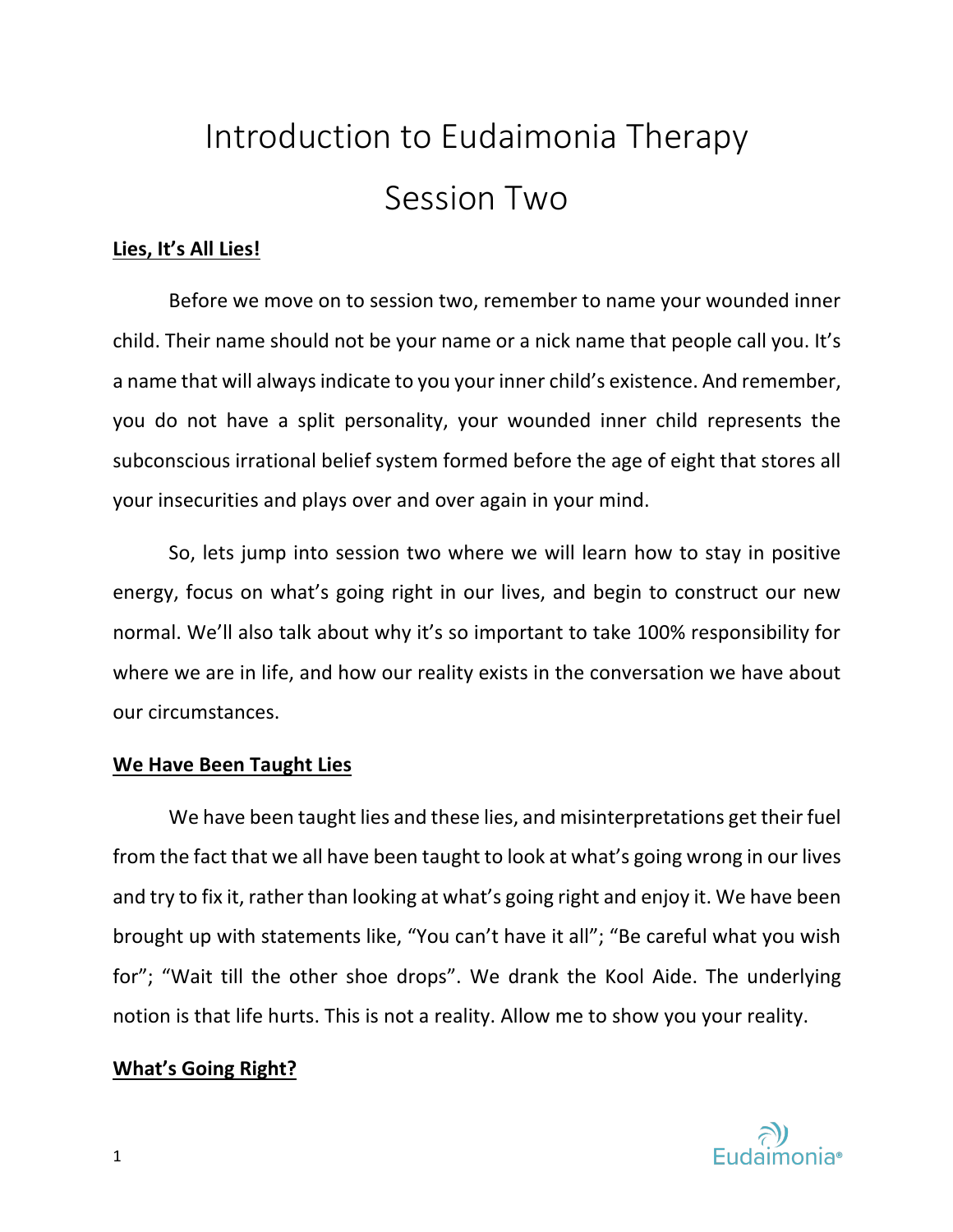# Introduction to Eudaimonia Therapy

# Session Two

**Lies, It's All Lies!**

Before we move on to session two, remember to name your wounded inner child. Their name should not be your name or a nick name that people call you. It's a name that will always indicate to you your inner child's existence. And remember, you do not have a split personality, your wounded inner child represents the subconscious irrational belief system formed before the age of eight that stores all your insecurities and plays over and over again in your mind.

So, lets jump into session two where we will learn how to stay in positive energy, focus on what's going right in our lives, and begin to construct our new normal. We'll also talk about why it's so important to take 100% responsibility for where we are in life, and how our reality exists in the conversation we have about our circumstances.

**We Have Been Taught Lies**

We have been taught lies and these lies, and misinterpretations get their fuel from the fact that we all have been taught to look at what's going wrong in our lives and try to fix it, rather than looking at what's going right and enjoy it. We have been brought up with statements like, "You can't have it all"; "Be careful what you wish for"; "Wait till the other shoe drops". We drank the Kool Aide. The underlying notion is that life hurts. This is not a reality. Allow me to show you your reality.

**What's Going Right?**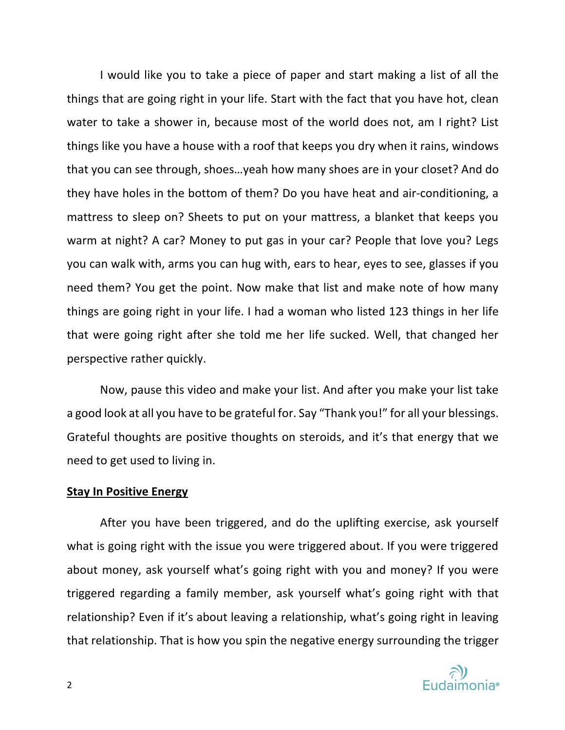I would like you to take a piece of paper and start making a list of all the things that are going right in your life. Start with the fact that you have hot, clean water to take a shower in, because most of the world does not, am I right? List things like you have a house with a roof that keeps you dry when it rains, windows that you can see through, shoes…yeah how many shoes are in your closet? And do they have holes in the bottom of them? Do you have heat and air-conditioning, a mattress to sleep on? Sheets to put on your mattress, a blanket that keeps you warm at night? A car? Money to put gas in your car? People that love you? Legs you can walk with, arms you can hug with, ears to hear, eyes to see, glasses if you need them? You get the point. Now make that list and make note of how many things are going right in your life. I had a woman who listed 123 things in her life that were going right after she told me her life sucked. Well, that changed her perspective rather quickly.

Now, pause this video and make your list. And after you make your list take a good look at all you have to be grateful for. Say "Thank you!" for all your blessings. Grateful thoughts are positive thoughts on steroids, and it's that energy that we need to get used to living in.

## Stay In Positive Energy

After you have been triggered, and do the uplifting exercise, ask yourself what is going right with the issue you were triggered about. If you were triggered about money, ask yourself what's going right with you and money? If you were triggered regarding a family member, ask yourself what's going right with that relationship? Even if it's about leaving a relationship, what's going right in leaving that relationship. That is how you spin the negative energy surrounding the trigger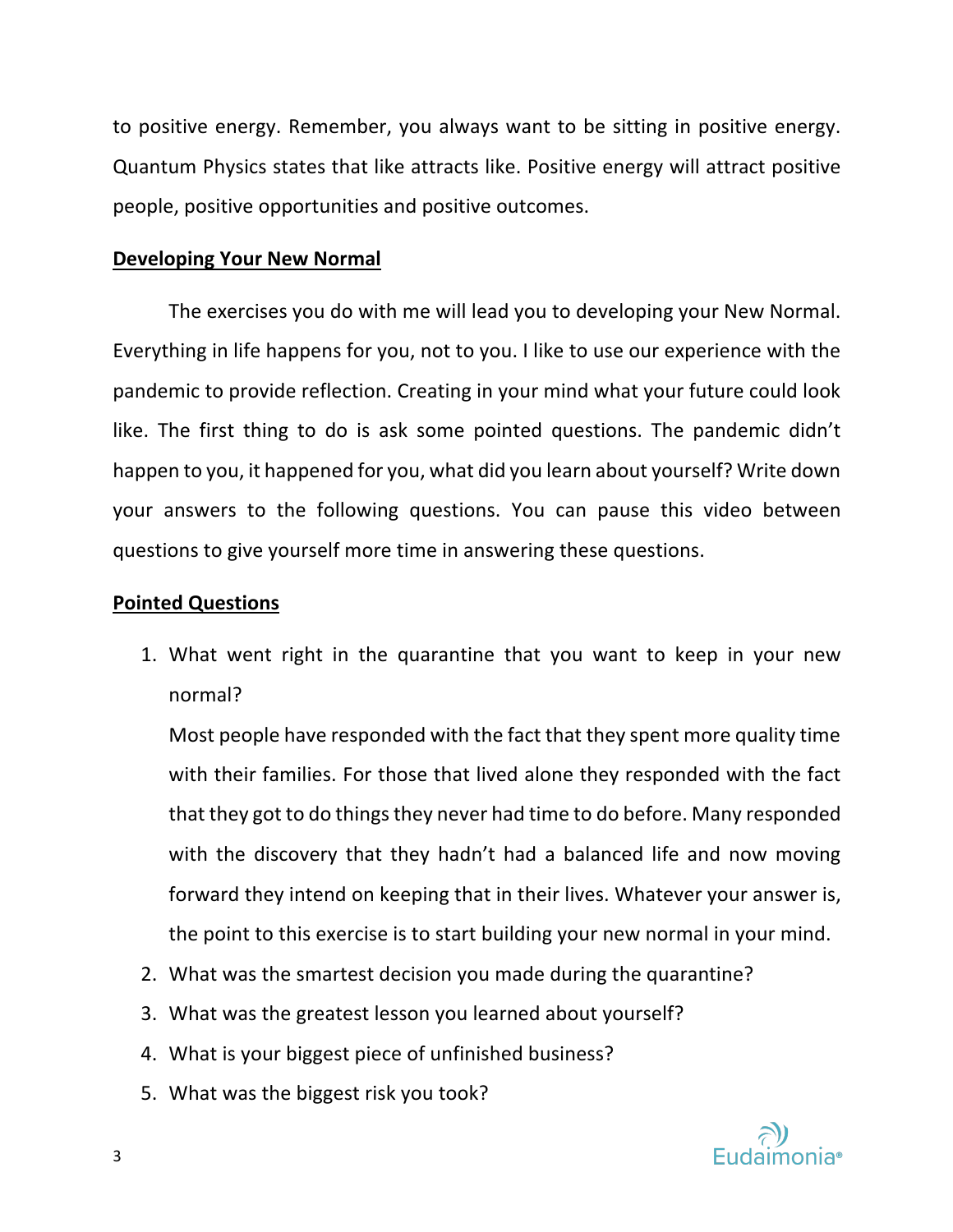to positive energy. Remember, you always want to be sitting in positive energy. Quantum Physics states that like attracts like. Positive energy will attract positive people, positive opportunities and positive outcomes.

## Developing Your New Normal

The exercises you do with me will lead you to developing your New Normal. Everything in life happens for you, not to you. I like to use our experience with the pandemic to provide reflection. Creating in your mind what your future could look like. The first thing to do is ask some pointed questions. The pandemic didn't happen to you, it happened for you, what did you learn about yourself? Write down your answers to the following questions. You can pause this video between questions to give yourself more time in answering these questions.

## Pointed Questions

1. What went right in the quarantine that you want to keep in your new normal?

   Most people have responded with the fact that they spent more quality time with their families. For those that lived alone they responded with the fact that they got to do things they never had time to do before. Many responded with the discovery that they hadn't had a balanced life and now moving forward they intend on keeping that in their lives. Whatever your answer is, the point to this exercise is to start building your new normal in your mind.
2. What was the smartest decision you made during the quarantine?
3. What was the greatest lesson you learned about yourself?
4. What is your biggest piece of unfinished business?
5. What was the biggest risk you took?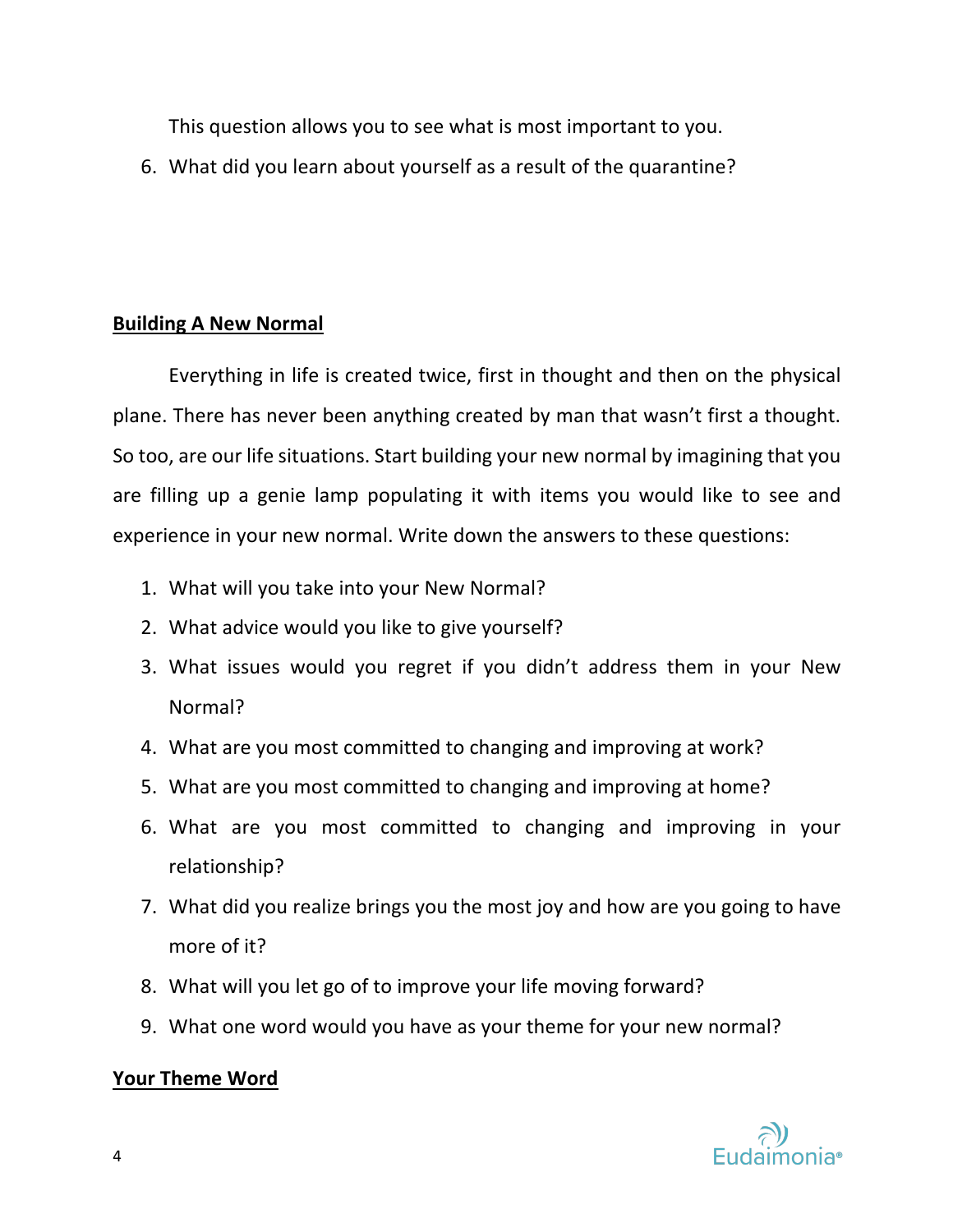This question allows you to see what is most important to you.

6. What did you learn about yourself as a result of the quarantine?

**Building A New Normal**

Everything in life is created twice, first in thought and then on the physical plane. There has never been anything created by man that wasn't first a thought. So too, are our life situations. Start building your new normal by imagining that you are filling up a genie lamp populating it with items you would like to see and experience in your new normal. Write down the answers to these questions:

1. What will you take into your New Normal?
2. What advice would you like to give yourself?
3. What issues would you regret if you didn't address them in your New Normal?
4. What are you most committed to changing and improving at work?
5. What are you most committed to changing and improving at home?
6. What are you most committed to changing and improving in your relationship?
7. What did you realize brings you the most joy and how are you going to have more of it?
8. What will you let go of to improve your life moving forward?
9. What one word would you have as your theme for your new normal?

**Your Theme Word**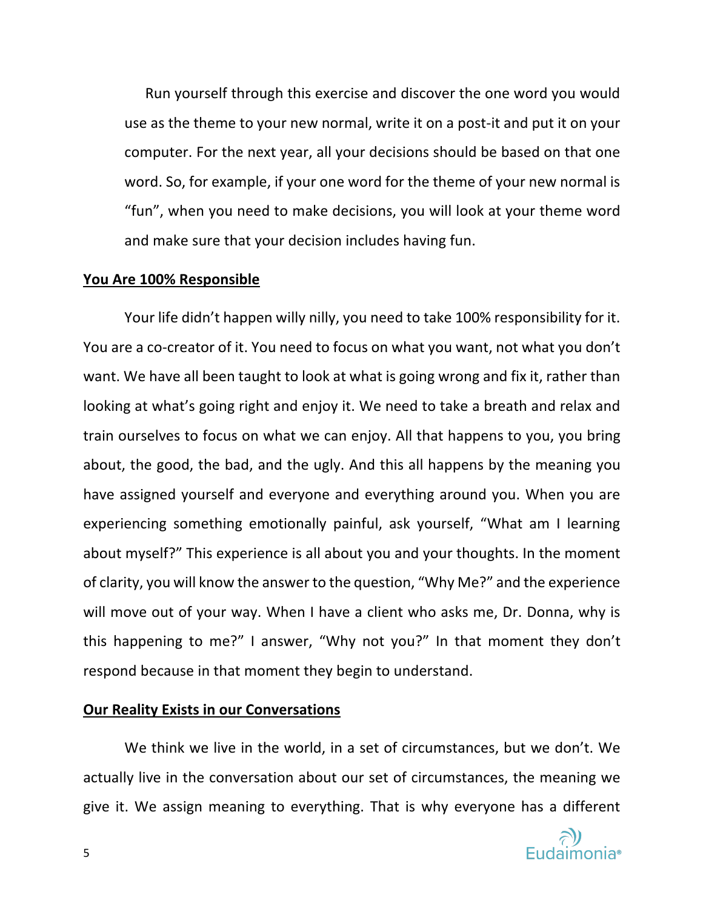Run yourself through this exercise and discover the one word you would use as the theme to your new normal, write it on a post-it and put it on your computer. For the next year, all your decisions should be based on that one word. So, for example, if your one word for the theme of your new normal is "fun", when you need to make decisions, you will look at your theme word and make sure that your decision includes having fun.

**<u>You Are 100% Responsible</u>**

Your life didn't happen willy nilly, you need to take 100% responsibility for it. You are a co-creator of it. You need to focus on what you want, not what you don't want. We have all been taught to look at what is going wrong and fix it, rather than looking at what's going right and enjoy it. We need to take a breath and relax and train ourselves to focus on what we can enjoy. All that happens to you, you bring about, the good, the bad, and the ugly. And this all happens by the meaning you have assigned yourself and everyone and everything around you. When you are experiencing something emotionally painful, ask yourself, "What am I learning about myself?" This experience is all about you and your thoughts. In the moment of clarity, you will know the answer to the question, "Why Me?" and the experience will move out of your way. When I have a client who asks me, Dr. Donna, why is this happening to me?" I answer, "Why not you?" In that moment they don't respond because in that moment they begin to understand.

**<u>Our Reality Exists in our Conversations</u>**

We think we live in the world, in a set of circumstances, but we don't. We actually live in the conversation about our set of circumstances, the meaning we give it. We assign meaning to everything. That is why everyone has a different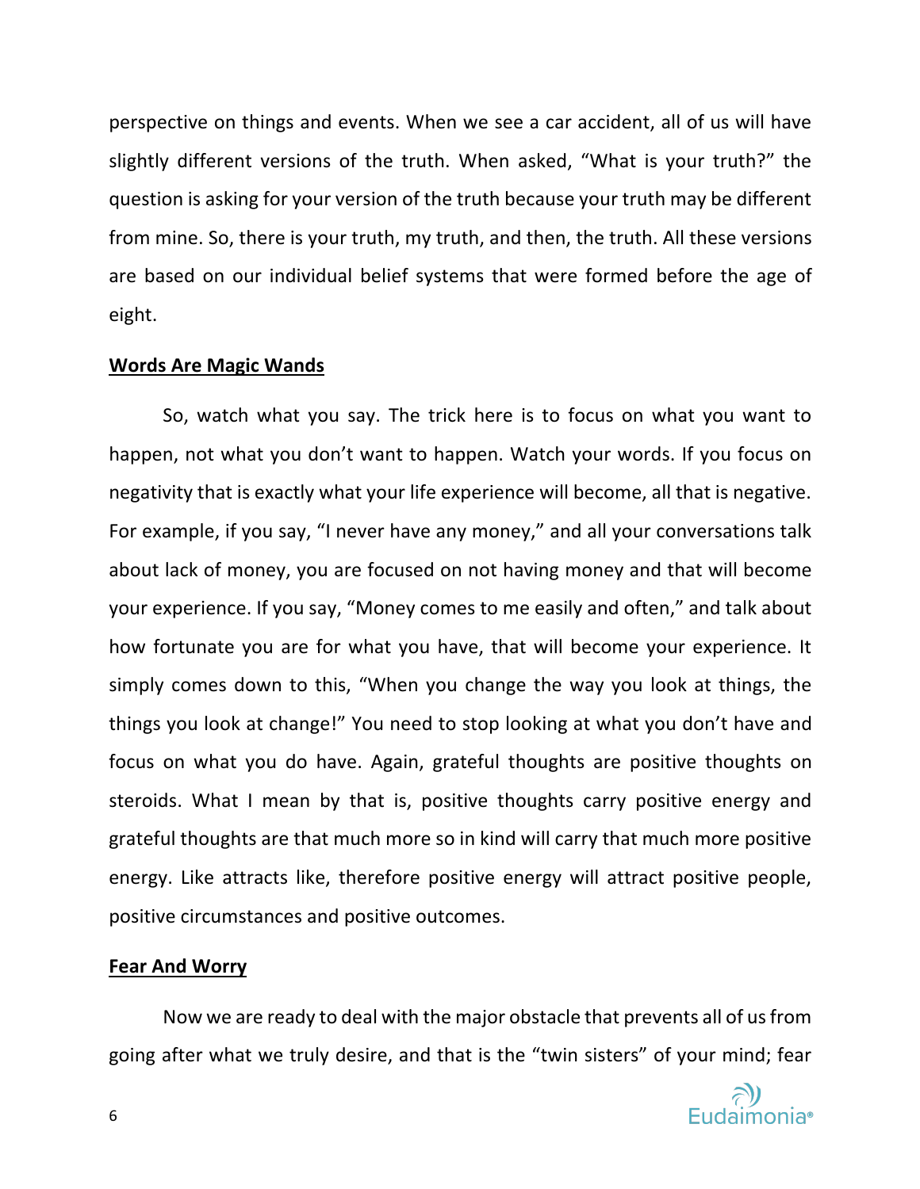perspective on things and events. When we see a car accident, all of us will have slightly different versions of the truth. When asked, "What is your truth?" the question is asking for your version of the truth because your truth may be different from mine. So, there is your truth, my truth, and then, the truth. All these versions are based on our individual belief systems that were formed before the age of eight.

## Words Are Magic Wands

So, watch what you say. The trick here is to focus on what you want to happen, not what you don't want to happen. Watch your words. If you focus on negativity that is exactly what your life experience will become, all that is negative. For example, if you say, "I never have any money," and all your conversations talk about lack of money, you are focused on not having money and that will become your experience. If you say, "Money comes to me easily and often," and talk about how fortunate you are for what you have, that will become your experience. It simply comes down to this, "When you change the way you look at things, the things you look at change!" You need to stop looking at what you don't have and focus on what you do have. Again, grateful thoughts are positive thoughts on steroids. What I mean by that is, positive thoughts carry positive energy and grateful thoughts are that much more so in kind will carry that much more positive energy. Like attracts like, therefore positive energy will attract positive people, positive circumstances and positive outcomes.

## Fear And Worry

Now we are ready to deal with the major obstacle that prevents all of us from going after what we truly desire, and that is the "twin sisters" of your mind; fear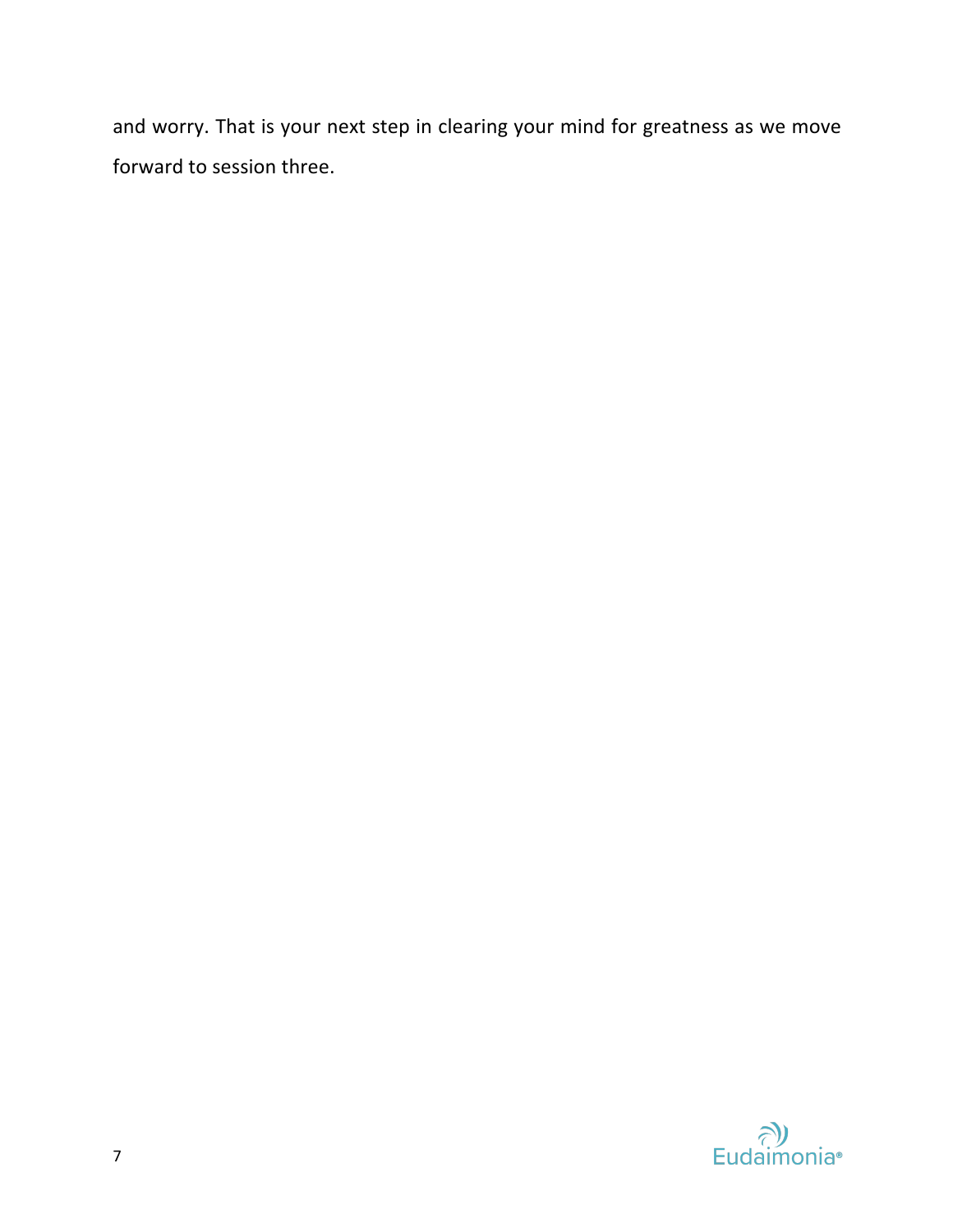and worry. That is your next step in clearing your mind for greatness as we move forward to session three.